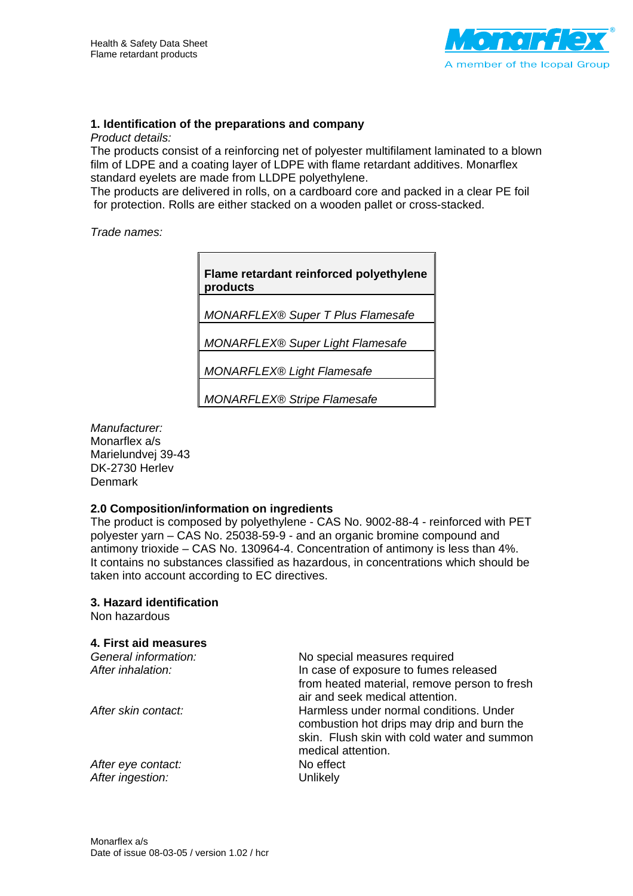## 1. Identification of the preparations and company

*Product details:*

The products consist of a reinforcing net of polyester multifilament laminated to a blown film of LDPE and a coating layer of LDPE with flame retardant additives. Monarflex standard eyelets are made from LLDPE polyethylene.

The products are delivered in rolls, on a cardboard core and packed in a clear PE foil for protection. Rolls are either stacked on a wooden pallet or cross-stacked.

*Trade names:*

| **Flame retardant reinforced polyethylene products** |
|---|
| *MONARFLEX® Super T Plus Flamesafe* |
| *MONARFLEX® Super Light Flamesafe* |
| *MONARFLEX® Light Flamesafe* |
| *MONARFLEX® Stripe Flamesafe* |

*Manufacturer:*
Monarflex a/s
Marielundvej 39-43
DK-2730 Herlev
Denmark

## 2.0 Composition/information on ingredients

The product is composed by polyethylene - CAS No. 9002-88-4 - reinforced with PET polyester yarn – CAS No. 25038-59-9 - and an organic bromine compound and antimony trioxide – CAS No. 130964-4. Concentration of antimony is less than 4%.
It contains no substances classified as hazardous, in concentrations which should be taken into account according to EC directives.

## 3. Hazard identification

Non hazardous

## 4. First aid measures

| | |
|---|---|
| *General information:* | No special measures required |
| *After inhalation:* | In case of exposure to fumes released from heated material, remove person to fresh air and seek medical attention. |
| *After skin contact:* | Harmless under normal conditions. Under combustion hot drips may drip and burn the skin. Flush skin with cold water and summon medical attention. |
| *After eye contact:* | No effect |
| *After ingestion:* | Unlikely |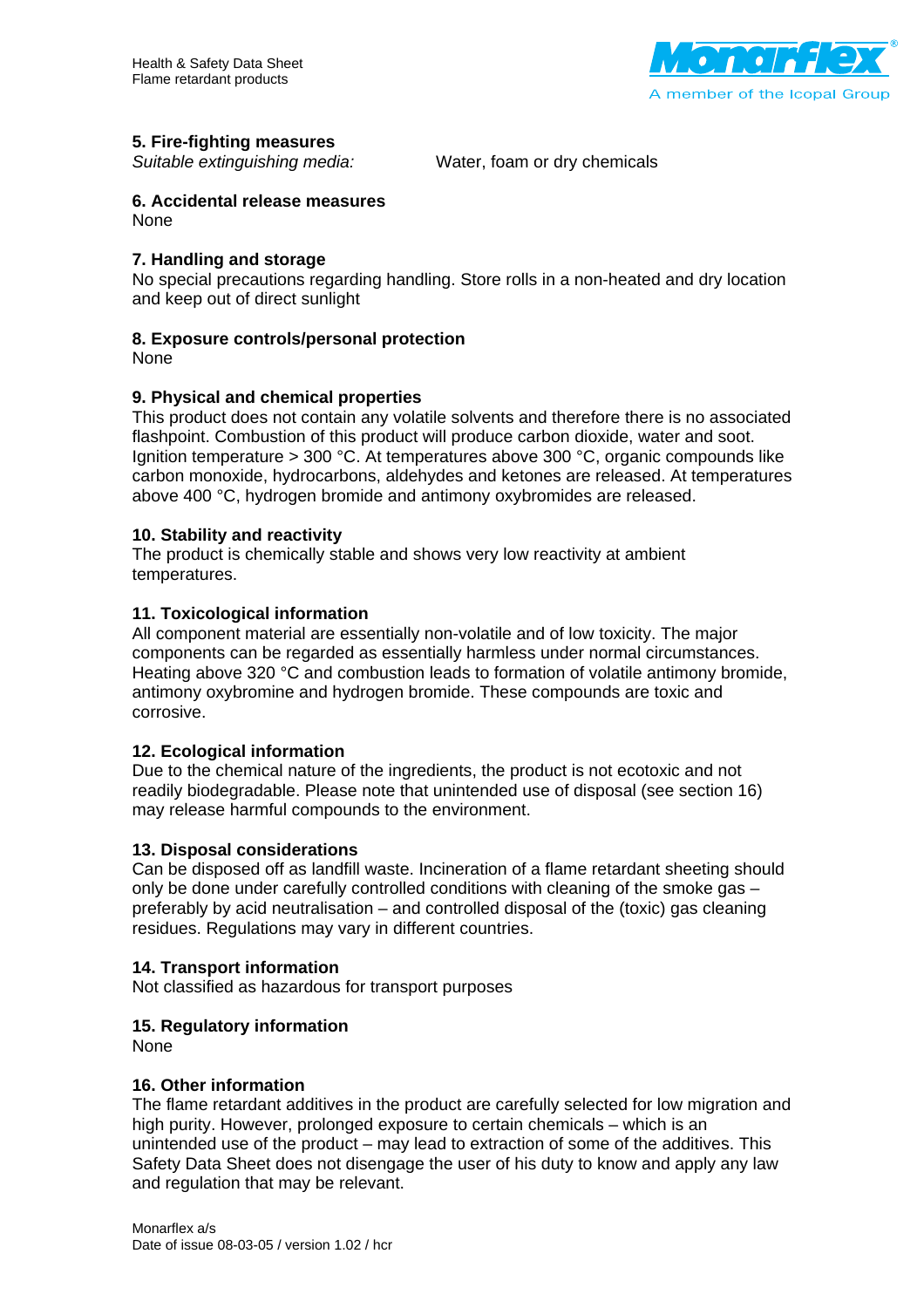### 5. Fire-fighting measures

*Suitable extinguishing media:* Water, foam or dry chemicals

### 6. Accidental release measures

None

### 7. Handling and storage

No special precautions regarding handling. Store rolls in a non-heated and dry location and keep out of direct sunlight

### 8. Exposure controls/personal protection

None

### 9. Physical and chemical properties

This product does not contain any volatile solvents and therefore there is no associated flashpoint. Combustion of this product will produce carbon dioxide, water and soot. Ignition temperature > 300 °C. At temperatures above 300 °C, organic compounds like carbon monoxide, hydrocarbons, aldehydes and ketones are released. At temperatures above 400 °C, hydrogen bromide and antimony oxybromides are released.

### 10. Stability and reactivity

The product is chemically stable and shows very low reactivity at ambient temperatures.

### 11. Toxicological information

All component material are essentially non-volatile and of low toxicity. The major components can be regarded as essentially harmless under normal circumstances. Heating above 320 °C and combustion leads to formation of volatile antimony bromide, antimony oxybromine and hydrogen bromide. These compounds are toxic and corrosive.

### 12. Ecological information

Due to the chemical nature of the ingredients, the product is not ecotoxic and not readily biodegradable. Please note that unintended use of disposal (see section 16) may release harmful compounds to the environment.

### 13. Disposal considerations

Can be disposed off as landfill waste. Incineration of a flame retardant sheeting should only be done under carefully controlled conditions with cleaning of the smoke gas – preferably by acid neutralisation – and controlled disposal of the (toxic) gas cleaning residues. Regulations may vary in different countries.

### 14. Transport information

Not classified as hazardous for transport purposes

### 15. Regulatory information

None

### 16. Other information

The flame retardant additives in the product are carefully selected for low migration and high purity. However, prolonged exposure to certain chemicals – which is an unintended use of the product – may lead to extraction of some of the additives. This Safety Data Sheet does not disengage the user of his duty to know and apply any law and regulation that may be relevant.

Monarflex a/s
Date of issue 08-03-05 / version 1.02 / hcr